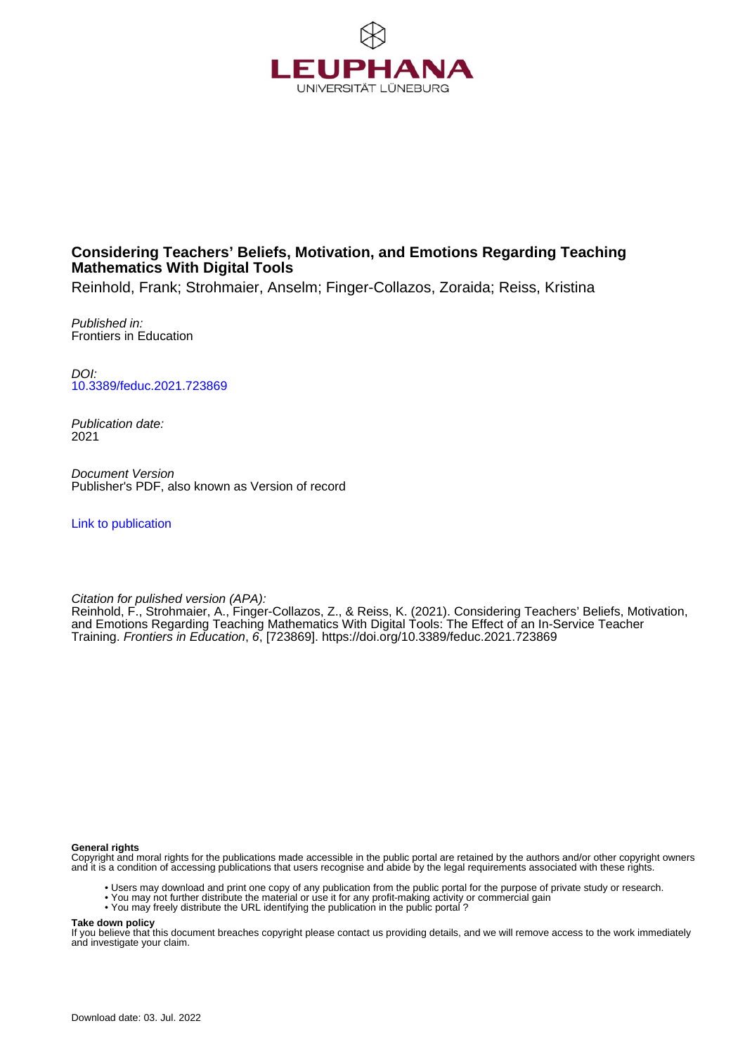# Considering Teachers' Beliefs, Motivation, and Emotions Regarding Teaching Mathematics With Digital Tools

Reinhold, Frank; Strohmaier, Anselm; Finger-Collazos, Zoraida; Reiss, Kristina

*Published in:*
Frontiers in Education

*DOI:*
10.3389/feduc.2021.723869

*Publication date:*
2021

*Document Version*
Publisher's PDF, also known as Version of record

Link to publication

*Citation for pulished version (APA):*
Reinhold, F., Strohmaier, A., Finger-Collazos, Z., & Reiss, K. (2021). Considering Teachers' Beliefs, Motivation, and Emotions Regarding Teaching Mathematics With Digital Tools: The Effect of an In-Service Teacher Training. *Frontiers in Education*, *6*, [723869]. https://doi.org/10.3389/feduc.2021.723869

**General rights**
Copyright and moral rights for the publications made accessible in the public portal are retained by the authors and/or other copyright owners and it is a condition of accessing publications that users recognise and abide by the legal requirements associated with these rights.

- Users may download and print one copy of any publication from the public portal for the purpose of private study or research.
- You may not further distribute the material or use it for any profit-making activity or commercial gain
- You may freely distribute the URL identifying the publication in the public portal ?

**Take down policy**
If you believe that this document breaches copyright please contact us providing details, and we will remove access to the work immediately and investigate your claim.

Download date: 03. Jul. 2022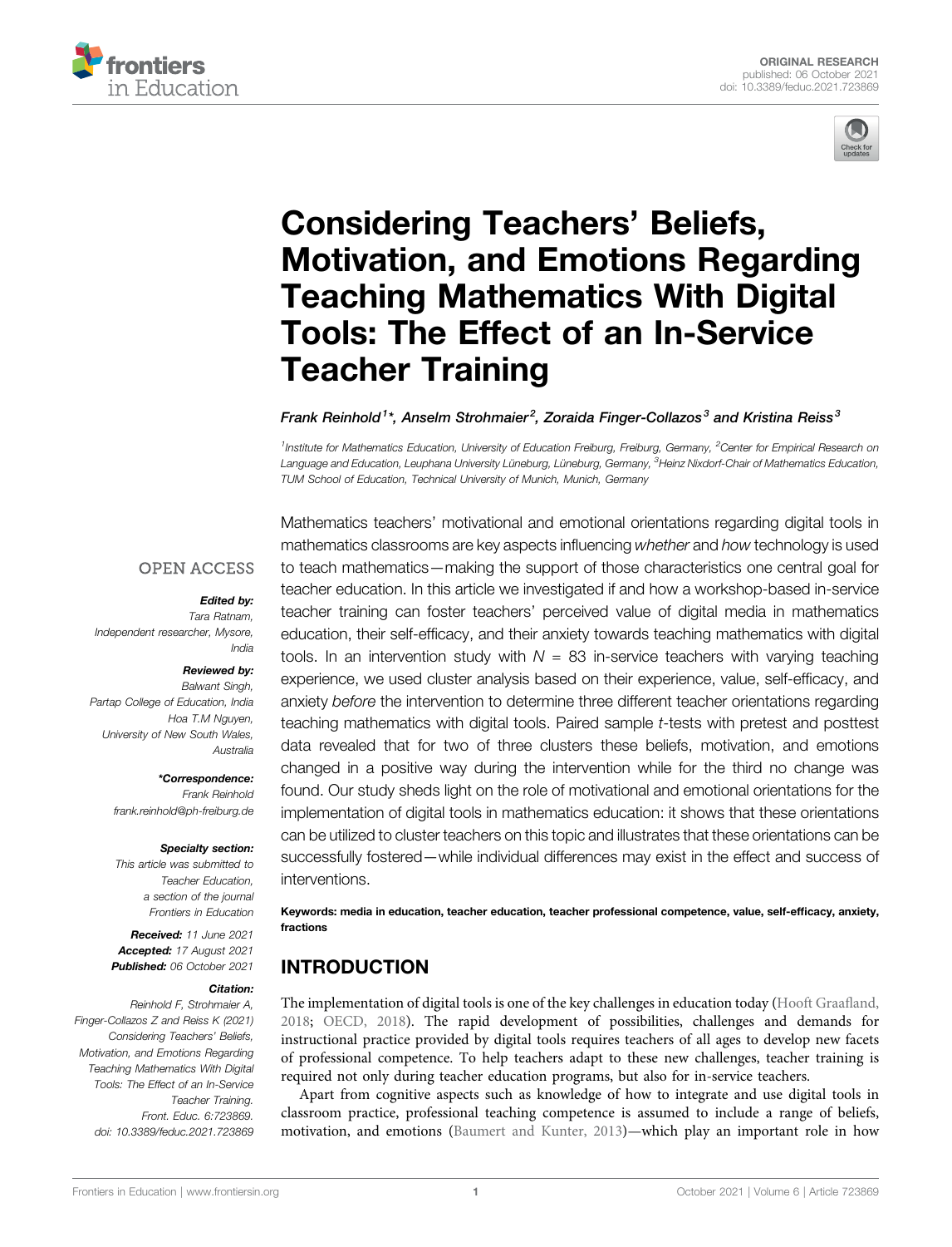# Considering Teachers' Beliefs, Motivation, and Emotions Regarding Teaching Mathematics With Digital Tools: The Effect of an In-Service Teacher Training

*Frank Reinhold[1]\*, Anselm Strohmaier[2], Zoraida Finger-Collazos[3] and Kristina Reiss[3]*

[1]Institute for Mathematics Education, University of Education Freiburg, Freiburg, Germany, [2]Center for Empirical Research on Language and Education, Leuphana University Lüneburg, Lüneburg, Germany, [3]Heinz Nixdorf-Chair of Mathematics Education, TUM School of Education, Technical University of Munich, Munich, Germany

OPEN ACCESS

***Edited by:***
Tara Ratnam,
Independent researcher, Mysore, India

***Reviewed by:***
Balwant Singh,
Partap College of Education, India
Hoa T.M Nguyen,
University of New South Wales, Australia

***\*Correspondence:***
Frank Reinhold
frank.reinhold@ph-freiburg.de

***Specialty section:***
This article was submitted to Teacher Education, a section of the journal Frontiers in Education

***Received:*** 11 June 2021
***Accepted:*** 17 August 2021
***Published:*** 06 October 2021

***Citation:***
Reinhold F, Strohmaier A, Finger-Collazos Z and Reiss K (2021) Considering Teachers' Beliefs, Motivation, and Emotions Regarding Teaching Mathematics With Digital Tools: The Effect of an In-Service Teacher Training. Front. Educ. 6:723869. doi: 10.3389/feduc.2021.723869

Mathematics teachers' motivational and emotional orientations regarding digital tools in mathematics classrooms are key aspects influencing *whether* and *how* technology is used to teach mathematics—making the support of those characteristics one central goal for teacher education. In this article we investigated if and how a workshop-based in-service teacher training can foster teachers' perceived value of digital media in mathematics education, their self-efficacy, and their anxiety towards teaching mathematics with digital tools. In an intervention study with $N$ = 83 in-service teachers with varying teaching experience, we used cluster analysis based on their experience, value, self-efficacy, and anxiety *before* the intervention to determine three different teacher orientations regarding teaching mathematics with digital tools. Paired sample $t$-tests with pretest and posttest data revealed that for two of three clusters these beliefs, motivation, and emotions changed in a positive way during the intervention while for the third no change was found. Our study sheds light on the role of motivational and emotional orientations for the implementation of digital tools in mathematics education: it shows that these orientations can be utilized to cluster teachers on this topic and illustrates that these orientations can be successfully fostered—while individual differences may exist in the effect and success of interventions.

**Keywords: media in education, teacher education, teacher professional competence, value, self-efficacy, anxiety, fractions**

## INTRODUCTION

The implementation of digital tools is one of the key challenges in education today (Hooft Graafland, 2018; OECD, 2018). The rapid development of possibilities, challenges and demands for instructional practice provided by digital tools requires teachers of all ages to develop new facets of professional competence. To help teachers adapt to these new challenges, teacher training is required not only during teacher education programs, but also for in-service teachers.

Apart from cognitive aspects such as knowledge of how to integrate and use digital tools in classroom practice, professional teaching competence is assumed to include a range of beliefs, motivation, and emotions (Baumert and Kunter, 2013)—which play an important role in how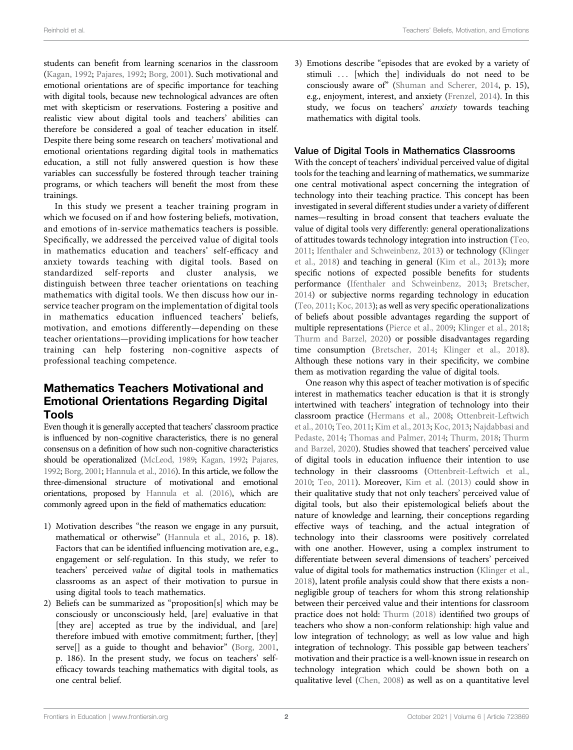students can benefit from learning scenarios in the classroom (Kagan, 1992; Pajares, 1992; Borg, 2001). Such motivational and emotional orientations are of specific importance for teaching with digital tools, because new technological advances are often met with skepticism or reservations. Fostering a positive and realistic view about digital tools and teachers' abilities can therefore be considered a goal of teacher education in itself. Despite there being some research on teachers' motivational and emotional orientations regarding digital tools in mathematics education, a still not fully answered question is how these variables can successfully be fostered through teacher training programs, or which teachers will benefit the most from these trainings.

In this study we present a teacher training program in which we focused on if and how fostering beliefs, motivation, and emotions of in-service mathematics teachers is possible. Specifically, we addressed the perceived value of digital tools in mathematics education and teachers' self-efficacy and anxiety towards teaching with digital tools. Based on standardized self-reports and cluster analysis, we distinguish between three teacher orientations on teaching mathematics with digital tools. We then discuss how our in-service teacher program on the implementation of digital tools in mathematics education influenced teachers' beliefs, motivation, and emotions differently—depending on these teacher orientations—providing implications for how teacher training can help fostering non-cognitive aspects of professional teaching competence.

## Mathematics Teachers Motivational and Emotional Orientations Regarding Digital Tools

Even though it is generally accepted that teachers' classroom practice is influenced by non-cognitive characteristics, there is no general consensus on a definition of how such non-cognitive characteristics should be operationalized (McLeod, 1989; Kagan, 1992; Pajares, 1992; Borg, 2001; Hannula et al., 2016). In this article, we follow the three-dimensional structure of motivational and emotional orientations, proposed by Hannula et al. (2016), which are commonly agreed upon in the field of mathematics education:

1) Motivation describes "the reason we engage in any pursuit, mathematical or otherwise" (Hannula et al., 2016, p. 18). Factors that can be identified influencing motivation are, e.g., engagement or self-regulation. In this study, we refer to teachers' perceived *value* of digital tools in mathematics classrooms as an aspect of their motivation to pursue in using digital tools to teach mathematics.
2) Beliefs can be summarized as "proposition[s] which may be consciously or unconsciously held, [are] evaluative in that [they are] accepted as true by the individual, and [are] therefore imbued with emotive commitment; further, [they] serve[] as a guide to thought and behavior" (Borg, 2001, p. 186). In the present study, we focus on teachers' self-efficacy towards teaching mathematics with digital tools, as one central belief.
3) Emotions describe "episodes that are evoked by a variety of stimuli … [which the] individuals do not need to be consciously aware of" (Shuman and Scherer, 2014, p. 15), e.g., enjoyment, interest, and anxiety (Frenzel, 2014). In this study, we focus on teachers' *anxiety* towards teaching mathematics with digital tools.

### Value of Digital Tools in Mathematics Classrooms

With the concept of teachers' individual perceived value of digital tools for the teaching and learning of mathematics, we summarize one central motivational aspect concerning the integration of technology into their teaching practice. This concept has been investigated in several different studies under a variety of different names—resulting in broad consent that teachers evaluate the value of digital tools very differently: general operationalizations of attitudes towards technology integration into instruction (Teo, 2011; Ifenthaler and Schweinbenz, 2013) or technology (Klinger et al., 2018) and teaching in general (Kim et al., 2013); more specific notions of expected possible benefits for students performance (Ifenthaler and Schweinbenz, 2013; Bretscher, 2014) or subjective norms regarding technology in education (Teo, 2011; Koc, 2013); as well as very specific operationalizations of beliefs about possible advantages regarding the support of multiple representations (Pierce et al., 2009; Klinger et al., 2018; Thurm and Barzel, 2020) or possible disadvantages regarding time consumption (Bretscher, 2014; Klinger et al., 2018). Although these notions vary in their specificity, we combine them as motivation regarding the value of digital tools.

One reason why this aspect of teacher motivation is of specific interest in mathematics teacher education is that it is strongly intertwined with teachers' integration of technology into their classroom practice (Hermans et al., 2008; Ottenbreit-Leftwich et al., 2010; Teo, 2011; Kim et al., 2013; Koc, 2013; Najdabbasi and Pedaste, 2014; Thomas and Palmer, 2014; Thurm, 2018; Thurm and Barzel, 2020). Studies showed that teachers' perceived value of digital tools in education influence their intention to use technology in their classrooms (Ottenbreit-Leftwich et al., 2010; Teo, 2011). Moreover, Kim et al. (2013) could show in their qualitative study that not only teachers' perceived value of digital tools, but also their epistemological beliefs about the nature of knowledge and learning, their conceptions regarding effective ways of teaching, and the actual integration of technology into their classrooms were positively correlated with one another. However, using a complex instrument to differentiate between several dimensions of teachers' perceived value of digital tools for mathematics instruction (Klinger et al., 2018), latent profile analysis could show that there exists a non-negligible group of teachers for whom this strong relationship between their perceived value and their intentions for classroom practice does not hold: Thurm (2018) identified two groups of teachers who show a non-conform relationship: high value and low integration of technology; as well as low value and high integration of technology. This possible gap between teachers' motivation and their practice is a well-known issue in research on technology integration which could be shown both on a qualitative level (Chen, 2008) as well as on a quantitative level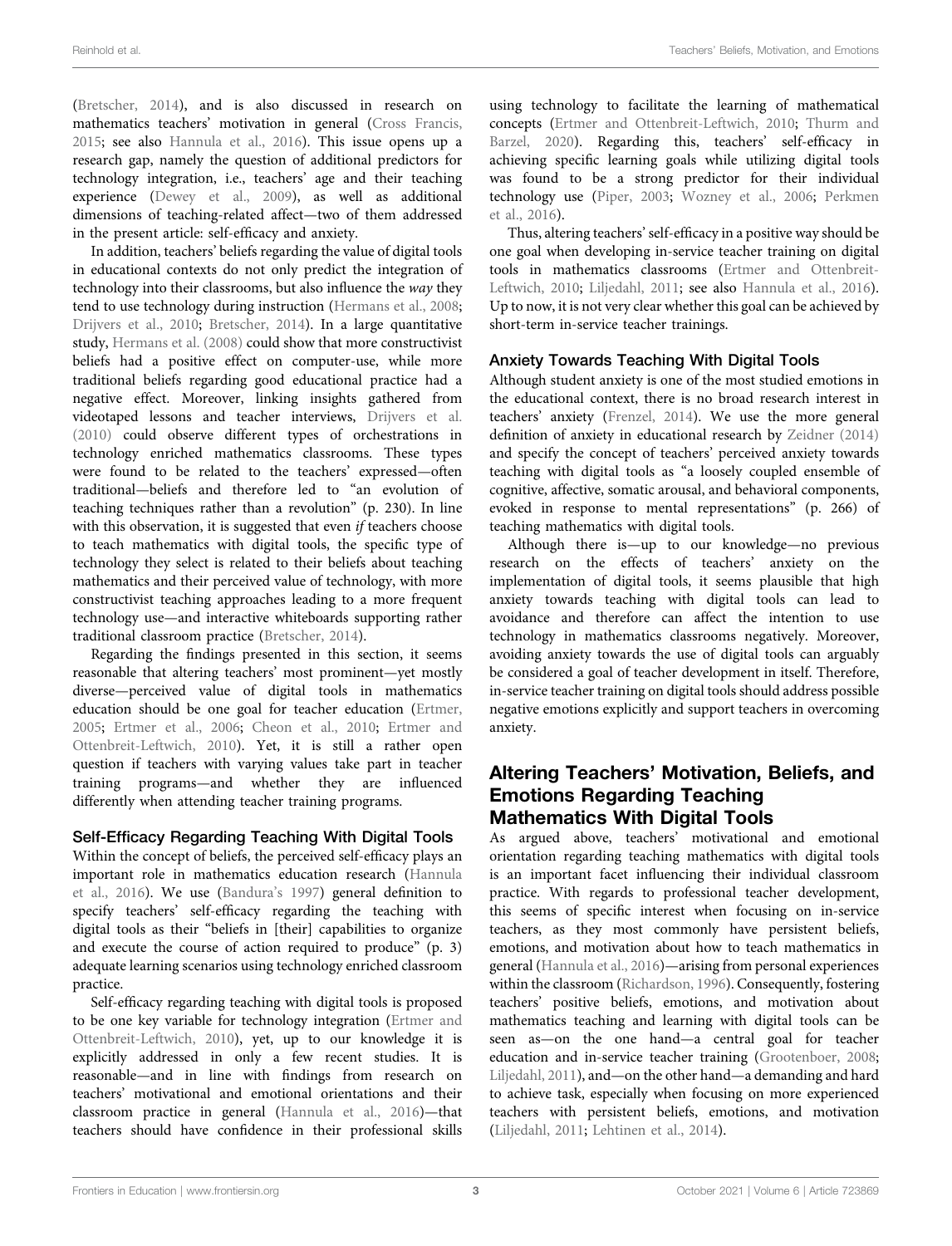(Bretscher, 2014), and is also discussed in research on mathematics teachers' motivation in general (Cross Francis, 2015; see also Hannula et al., 2016). This issue opens up a research gap, namely the question of additional predictors for technology integration, i.e., teachers' age and their teaching experience (Dewey et al., 2009), as well as additional dimensions of teaching-related affect—two of them addressed in the present article: self-efficacy and anxiety.

In addition, teachers' beliefs regarding the value of digital tools in educational contexts do not only predict the integration of technology into their classrooms, but also influence the *way* they tend to use technology during instruction (Hermans et al., 2008; Drijvers et al., 2010; Bretscher, 2014). In a large quantitative study, Hermans et al. (2008) could show that more constructivist beliefs had a positive effect on computer-use, while more traditional beliefs regarding good educational practice had a negative effect. Moreover, linking insights gathered from videotaped lessons and teacher interviews, Drijvers et al. (2010) could observe different types of orchestrations in technology enriched mathematics classrooms. These types were found to be related to the teachers' expressed—often traditional—beliefs and therefore led to "an evolution of teaching techniques rather than a revolution" (p. 230). In line with this observation, it is suggested that even *if* teachers choose to teach mathematics with digital tools, the specific type of technology they select is related to their beliefs about teaching mathematics and their perceived value of technology, with more constructivist teaching approaches leading to a more frequent technology use—and interactive whiteboards supporting rather traditional classroom practice (Bretscher, 2014).

Regarding the findings presented in this section, it seems reasonable that altering teachers' most prominent—yet mostly diverse—perceived value of digital tools in mathematics education should be one goal for teacher education (Ertmer, 2005; Ertmer et al., 2006; Cheon et al., 2010; Ertmer and Ottenbreit-Leftwich, 2010). Yet, it is still a rather open question if teachers with varying values take part in teacher training programs—and whether they are influenced differently when attending teacher training programs.

### Self-Efficacy Regarding Teaching With Digital Tools

Within the concept of beliefs, the perceived self-efficacy plays an important role in mathematics education research (Hannula et al., 2016). We use (Bandura's 1997) general definition to specify teachers' self-efficacy regarding the teaching with digital tools as their "beliefs in [their] capabilities to organize and execute the course of action required to produce" (p. 3) adequate learning scenarios using technology enriched classroom practice.

Self-efficacy regarding teaching with digital tools is proposed to be one key variable for technology integration (Ertmer and Ottenbreit-Leftwich, 2010), yet, up to our knowledge it is explicitly addressed in only a few recent studies. It is reasonable—and in line with findings from research on teachers' motivational and emotional orientations and their classroom practice in general (Hannula et al., 2016)—that teachers should have confidence in their professional skills using technology to facilitate the learning of mathematical concepts (Ertmer and Ottenbreit-Leftwich, 2010; Thurm and Barzel, 2020). Regarding this, teachers' self-efficacy in achieving specific learning goals while utilizing digital tools was found to be a strong predictor for their individual technology use (Piper, 2003; Wozney et al., 2006; Perkmen et al., 2016).

Thus, altering teachers' self-efficacy in a positive way should be one goal when developing in-service teacher training on digital tools in mathematics classrooms (Ertmer and Ottenbreit-Leftwich, 2010; Liljedahl, 2011; see also Hannula et al., 2016). Up to now, it is not very clear whether this goal can be achieved by short-term in-service teacher trainings.

### Anxiety Towards Teaching With Digital Tools

Although student anxiety is one of the most studied emotions in the educational context, there is no broad research interest in teachers' anxiety (Frenzel, 2014). We use the more general definition of anxiety in educational research by Zeidner (2014) and specify the concept of teachers' perceived anxiety towards teaching with digital tools as "a loosely coupled ensemble of cognitive, affective, somatic arousal, and behavioral components, evoked in response to mental representations" (p. 266) of teaching mathematics with digital tools.

Although there is—up to our knowledge—no previous research on the effects of teachers' anxiety on the implementation of digital tools, it seems plausible that high anxiety towards teaching with digital tools can lead to avoidance and therefore can affect the intention to use technology in mathematics classrooms negatively. Moreover, avoiding anxiety towards the use of digital tools can arguably be considered a goal of teacher development in itself. Therefore, in-service teacher training on digital tools should address possible negative emotions explicitly and support teachers in overcoming anxiety.

## Altering Teachers' Motivation, Beliefs, and Emotions Regarding Teaching Mathematics With Digital Tools

As argued above, teachers' motivational and emotional orientation regarding teaching mathematics with digital tools is an important facet influencing their individual classroom practice. With regards to professional teacher development, this seems of specific interest when focusing on in-service teachers, as they most commonly have persistent beliefs, emotions, and motivation about how to teach mathematics in general (Hannula et al., 2016)—arising from personal experiences within the classroom (Richardson, 1996). Consequently, fostering teachers' positive beliefs, emotions, and motivation about mathematics teaching and learning with digital tools can be seen as—on the one hand—a central goal for teacher education and in-service teacher training (Grootenboer, 2008; Liljedahl, 2011), and—on the other hand—a demanding and hard to achieve task, especially when focusing on more experienced teachers with persistent beliefs, emotions, and motivation (Liljedahl, 2011; Lehtinen et al., 2014).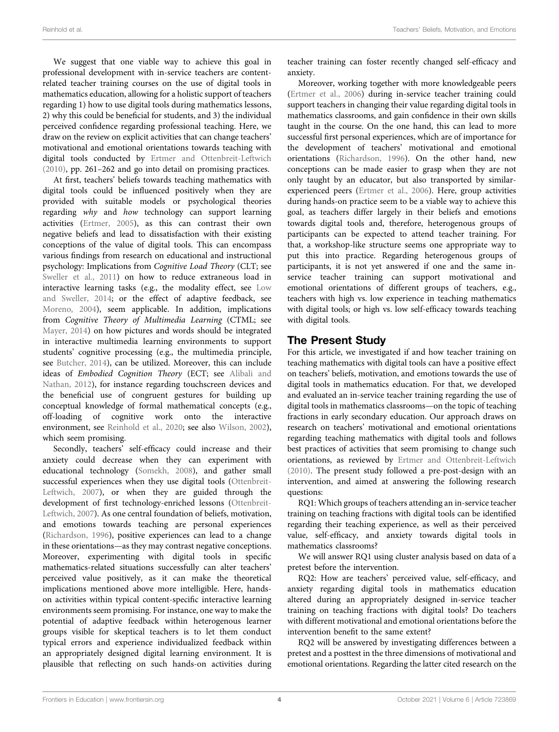We suggest that one viable way to achieve this goal in professional development with in-service teachers are content-related teacher training courses on the use of digital tools in mathematics education, allowing for a holistic support of teachers regarding 1) how to use digital tools during mathematics lessons, 2) why this could be beneficial for students, and 3) the individual perceived confidence regarding professional teaching. Here, we draw on the review on explicit activities that can change teachers' motivational and emotional orientations towards teaching with digital tools conducted by Ertmer and Ottenbreit-Leftwich (2010), pp. 261–262 and go into detail on promising practices.

At first, teachers' beliefs towards teaching mathematics with digital tools could be influenced positively when they are provided with suitable models or psychological theories regarding *why* and *how* technology can support learning activities (Ertmer, 2005), as this can contrast their own negative beliefs and lead to dissatisfaction with their existing conceptions of the value of digital tools. This can encompass various findings from research on educational and instructional psychology: Implications from *Cognitive Load Theory* (CLT; see Sweller et al., 2011) on how to reduce extraneous load in interactive learning tasks (e.g., the modality effect, see Low and Sweller, 2014; or the effect of adaptive feedback, see Moreno, 2004), seem applicable. In addition, implications from *Cognitive Theory of Multimedia Learning* (CTML; see Mayer, 2014) on how pictures and words should be integrated in interactive multimedia learning environments to support students' cognitive processing (e.g., the multimedia principle, see Butcher, 2014), can be utilized. Moreover, this can include ideas of *Embodied Cognition Theory* (ECT; see Alibali and Nathan, 2012), for instance regarding touchscreen devices and the beneficial use of congruent gestures for building up conceptual knowledge of formal mathematical concepts (e.g., off-loading of cognitive work onto the interactive environment, see Reinhold et al., 2020; see also Wilson, 2002), which seem promising.

Secondly, teachers' self-efficacy could increase and their anxiety could decrease when they can experiment with educational technology (Somekh, 2008), and gather small successful experiences when they use digital tools (Ottenbreit-Leftwich, 2007), or when they are guided through the development of first technology-enriched lessons (Ottenbreit-Leftwich, 2007). As one central foundation of beliefs, motivation, and emotions towards teaching are personal experiences (Richardson, 1996), positive experiences can lead to a change in these orientations—as they may contrast negative conceptions. Moreover, experimenting with digital tools in specific mathematics-related situations successfully can alter teachers' perceived value positively, as it can make the theoretical implications mentioned above more intelligible. Here, hands-on activities within typical content-specific interactive learning environments seem promising. For instance, one way to make the potential of adaptive feedback within heterogenous learner groups visible for skeptical teachers is to let them conduct typical errors and experience individualized feedback within an appropriately designed digital learning environment. It is plausible that reflecting on such hands-on activities during teacher training can foster recently changed self-efficacy and anxiety.

Moreover, working together with more knowledgeable peers (Ertmer et al., 2006) during in-service teacher training could support teachers in changing their value regarding digital tools in mathematics classrooms, and gain confidence in their own skills taught in the course. On the one hand, this can lead to more successful first personal experiences, which are of importance for the development of teachers' motivational and emotional orientations (Richardson, 1996). On the other hand, new conceptions can be made easier to grasp when they are not only taught by an educator, but also transported by similar-experienced peers (Ertmer et al., 2006). Here, group activities during hands-on practice seem to be a viable way to achieve this goal, as teachers differ largely in their beliefs and emotions towards digital tools and, therefore, heterogenous groups of participants can be expected to attend teacher training. For that, a workshop-like structure seems one appropriate way to put this into practice. Regarding heterogenous groups of participants, it is not yet answered if one and the same in-service teacher training can support motivational and emotional orientations of different groups of teachers, e.g., teachers with high vs. low experience in teaching mathematics with digital tools; or high vs. low self-efficacy towards teaching with digital tools.

## The Present Study

For this article, we investigated if and how teacher training on teaching mathematics with digital tools can have a positive effect on teachers' beliefs, motivation, and emotions towards the use of digital tools in mathematics education. For that, we developed and evaluated an in-service teacher training regarding the use of digital tools in mathematics classrooms—on the topic of teaching fractions in early secondary education. Our approach draws on research on teachers' motivational and emotional orientations regarding teaching mathematics with digital tools and follows best practices of activities that seem promising to change such orientations, as reviewed by Ertmer and Ottenbreit-Leftwich (2010). The present study followed a pre-post-design with an intervention, and aimed at answering the following research questions:

RQ1: Which groups of teachers attending an in-service teacher training on teaching fractions with digital tools can be identified regarding their teaching experience, as well as their perceived value, self-efficacy, and anxiety towards digital tools in mathematics classrooms?

We will answer RQ1 using cluster analysis based on data of a pretest before the intervention.

RQ2: How are teachers' perceived value, self-efficacy, and anxiety regarding digital tools in mathematics education altered during an appropriately designed in-service teacher training on teaching fractions with digital tools? Do teachers with different motivational and emotional orientations before the intervention benefit to the same extent?

RQ2 will be answered by investigating differences between a pretest and a posttest in the three dimensions of motivational and emotional orientations. Regarding the latter cited research on the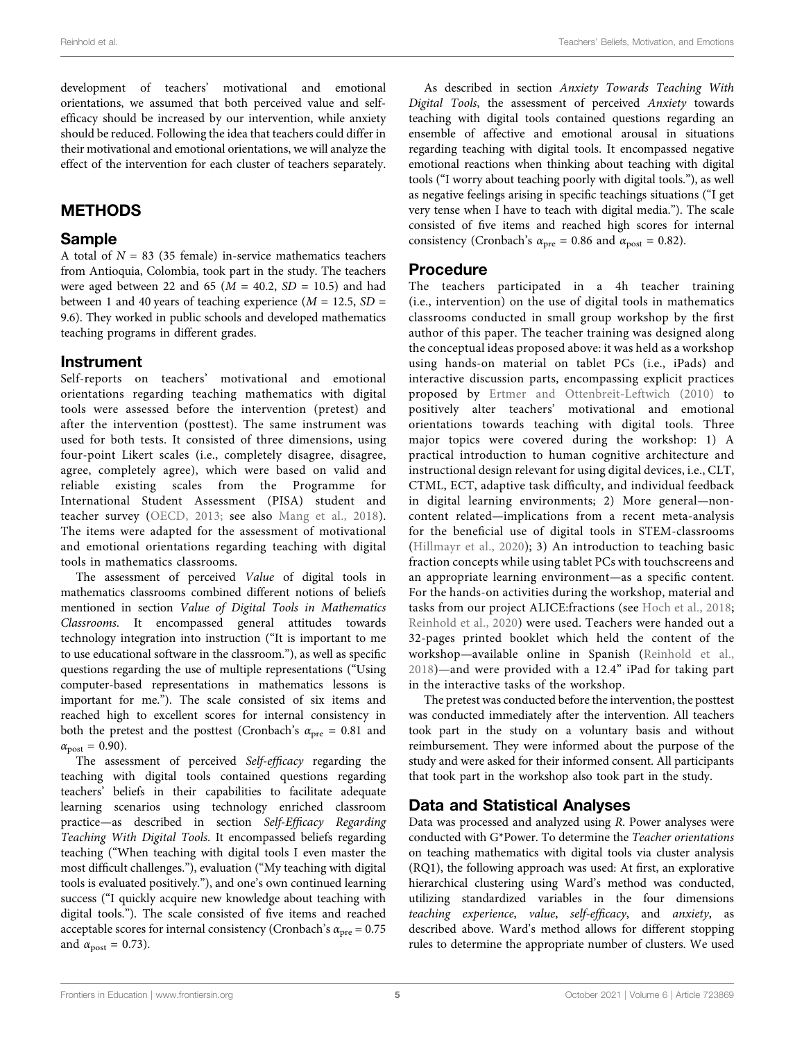development of teachers' motivational and emotional orientations, we assumed that both perceived value and self-efficacy should be increased by our intervention, while anxiety should be reduced. Following the idea that teachers could differ in their motivational and emotional orientations, we will analyze the effect of the intervention for each cluster of teachers separately.

## METHODS

### Sample

A total of $N$ = 83 (35 female) in-service mathematics teachers from Antioquia, Colombia, took part in the study. The teachers were aged between 22 and 65 ($M$ = 40.2, $SD$ = 10.5) and had between 1 and 40 years of teaching experience ($M$ = 12.5, $SD$ = 9.6). They worked in public schools and developed mathematics teaching programs in different grades.

### Instrument

Self-reports on teachers' motivational and emotional orientations regarding teaching mathematics with digital tools were assessed before the intervention (pretest) and after the intervention (posttest). The same instrument was used for both tests. It consisted of three dimensions, using four-point Likert scales (i.e., completely disagree, disagree, agree, completely agree), which were based on valid and reliable existing scales from the Programme for International Student Assessment (PISA) student and teacher survey (OECD, 2013; see also Mang et al., 2018). The items were adapted for the assessment of motivational and emotional orientations regarding teaching with digital tools in mathematics classrooms.

The assessment of perceived *Value* of digital tools in mathematics classrooms combined different notions of beliefs mentioned in section *Value of Digital Tools in Mathematics Classrooms*. It encompassed general attitudes towards technology integration into instruction ("It is important to me to use educational software in the classroom."), as well as specific questions regarding the use of multiple representations ("Using computer-based representations in mathematics lessons is important for me."). The scale consisted of six items and reached high to excellent scores for internal consistency in both the pretest and the posttest (Cronbach's $\alpha_{pre}$ = 0.81 and $\alpha_{post}$ = 0.90).

The assessment of perceived *Self-efficacy* regarding the teaching with digital tools contained questions regarding teachers' beliefs in their capabilities to facilitate adequate learning scenarios using technology enriched classroom practice—as described in section *Self-Efficacy Regarding Teaching With Digital Tools*. It encompassed beliefs regarding teaching ("When teaching with digital tools I even master the most difficult challenges."), evaluation ("My teaching with digital tools is evaluated positively."), and one's own continued learning success ("I quickly acquire new knowledge about teaching with digital tools."). The scale consisted of five items and reached acceptable scores for internal consistency (Cronbach's $\alpha_{pre}$ = 0.75 and $\alpha_{post}$ = 0.73).

As described in section *Anxiety Towards Teaching With Digital Tools*, the assessment of perceived *Anxiety* towards teaching with digital tools contained questions regarding an ensemble of affective and emotional arousal in situations regarding teaching with digital tools. It encompassed negative emotional reactions when thinking about teaching with digital tools ("I worry about teaching poorly with digital tools."), as well as negative feelings arising in specific teachings situations ("I get very tense when I have to teach with digital media."). The scale consisted of five items and reached high scores for internal consistency (Cronbach's $\alpha_{pre}$ = 0.86 and $\alpha_{post}$ = 0.82).

### Procedure

The teachers participated in a 4h teacher training (i.e., intervention) on the use of digital tools in mathematics classrooms conducted in small group workshop by the first author of this paper. The teacher training was designed along the conceptual ideas proposed above: it was held as a workshop using hands-on material on tablet PCs (i.e., iPads) and interactive discussion parts, encompassing explicit practices proposed by Ertmer and Ottenbreit-Leftwich (2010) to positively alter teachers' motivational and emotional orientations towards teaching with digital tools. Three major topics were covered during the workshop: 1) A practical introduction to human cognitive architecture and instructional design relevant for using digital devices, i.e., CLT, CTML, ECT, adaptive task difficulty, and individual feedback in digital learning environments; 2) More general—non-content related—implications from a recent meta-analysis for the beneficial use of digital tools in STEM-classrooms (Hillmayr et al., 2020); 3) An introduction to teaching basic fraction concepts while using tablet PCs with touchscreens and an appropriate learning environment—as a specific content. For the hands-on activities during the workshop, material and tasks from our project ALICE:fractions (see Hoch et al., 2018; Reinhold et al., 2020) were used. Teachers were handed out a 32-pages printed booklet which held the content of the workshop—available online in Spanish (Reinhold et al., 2018)—and were provided with a 12.4" iPad for taking part in the interactive tasks of the workshop.

The pretest was conducted before the intervention, the posttest was conducted immediately after the intervention. All teachers took part in the study on a voluntary basis and without reimbursement. They were informed about the purpose of the study and were asked for their informed consent. All participants that took part in the workshop also took part in the study.

### Data and Statistical Analyses

Data was processed and analyzed using *R*. Power analyses were conducted with G*Power. To determine the *Teacher orientations* on teaching mathematics with digital tools via cluster analysis (RQ1), the following approach was used: At first, an explorative hierarchical clustering using Ward's method was conducted, utilizing standardized variables in the four dimensions *teaching experience*, *value*, *self-efficacy*, and *anxiety*, as described above. Ward's method allows for different stopping rules to determine the appropriate number of clusters. We used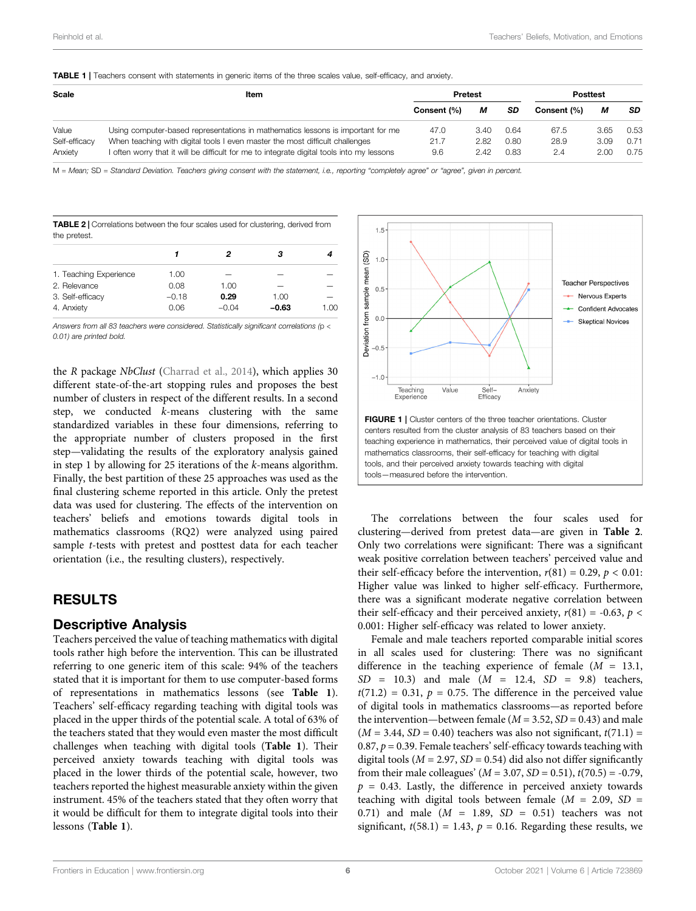**TABLE 1 |** Teachers consent with statements in generic items of the three scales value, self-efficacy, and anxiety.

| Scale | Item | Pretest | | | Posttest | | |
|---|---|---|---|---|---|---|---|
| | | Consent (%) | *M* | *SD* | Consent (%) | *M* | *SD* |
| Value | Using computer-based representations in mathematics lessons is important for me | 47.0 | 3.40 | 0.64 | 67.5 | 3.65 | 0.53 |
| Self-efficacy | When teaching with digital tools I even master the most difficult challenges | 21.7 | 2.82 | 0.80 | 28.9 | 3.09 | 0.71 |
| Anxiety | I often worry that it will be difficult for me to integrate digital tools into my lessons | 9.6 | 2.42 | 0.83 | 2.4 | 2.00 | 0.75 |

M = *Mean*; SD = *Standard Deviation. Teachers giving consent with the statement, i.e., reporting "completely agree" or "agree", given in percent.*

**TABLE 2 |** Correlations between the four scales used for clustering, derived from the pretest.

| | *1* | *2* | *3* | *4* |
|---|---|---|---|---|
| 1. Teaching Experience | 1.00 | — | — | — |
| 2. Relevance | 0.08 | 1.00 | — | — |
| 3. Self-efficacy | −0.18 | **0.29** | 1.00 | — |
| 4. Anxiety | 0.06 | −0.04 | **−0.63** | 1.00 |

*Answers from all 83 teachers were considered. Statistically significant correlations (p < 0.01) are printed bold.*

the *R* package *NbClust* (Charrad et al., 2014), which applies 30 different state-of-the-art stopping rules and proposes the best number of clusters in respect of the different results. In a second step, we conducted *k*-means clustering with the same standardized variables in these four dimensions, referring to the appropriate number of clusters proposed in the first step—validating the results of the exploratory analysis gained in step 1 by allowing for 25 iterations of the *k*-means algorithm. Finally, the best partition of these 25 approaches was used as the final clustering scheme reported in this article. Only the pretest data was used for clustering. The effects of the intervention on teachers' beliefs and emotions towards digital tools in mathematics classrooms (RQ2) were analyzed using paired sample *t*-tests with pretest and posttest data for each teacher orientation (i.e., the resulting clusters), respectively.

**FIGURE 1 |** Cluster centers of the three teacher orientations. Cluster centers resulted from the cluster analysis of 83 teachers based on their teaching experience in mathematics, their perceived value of digital tools in mathematics classrooms, their self-efficacy for teaching with digital tools, and their perceived anxiety towards teaching with digital tools—measured before the intervention.

## RESULTS

### Descriptive Analysis

Teachers perceived the value of teaching mathematics with digital tools rather high before the intervention. This can be illustrated referring to one generic item of this scale: 94% of the teachers stated that it is important for them to use computer-based forms of representations in mathematics lessons (see **Table 1**). Teachers' self-efficacy regarding teaching with digital tools was placed in the upper thirds of the potential scale. A total of 63% of the teachers stated that they would even master the most difficult challenges when teaching with digital tools (**Table 1**). Their perceived anxiety towards teaching with digital tools was placed in the lower thirds of the potential scale, however, two teachers reported the highest measurable anxiety within the given instrument. 45% of the teachers stated that they often worry that it would be difficult for them to integrate digital tools into their lessons (**Table 1**).

The correlations between the four scales used for clustering—derived from pretest data—are given in **Table 2**. Only two correlations were significant: There was a significant weak positive correlation between teachers' perceived value and their self-efficacy before the intervention, $r(81) = 0.29$, $p < 0.01$: Higher value was linked to higher self-efficacy. Furthermore, there was a significant moderate negative correlation between their self-efficacy and their perceived anxiety, $r(81) = -0.63$, $p < 0.001$: Higher self-efficacy was related to lower anxiety.

Female and male teachers reported comparable initial scores in all scales used for clustering: There was no significant difference in the teaching experience of female ($M = 13.1$, $SD = 10.3$) and male ($M = 12.4$, $SD = 9.8$) teachers, $t(71.2) = 0.31$, $p = 0.75$. The difference in the perceived value of digital tools in mathematics classrooms—as reported before the intervention—between female ($M = 3.52$, $SD = 0.43$) and male ($M = 3.44$, $SD = 0.40$) teachers was also not significant, $t(71.1) = 0.87$, $p = 0.39$. Female teachers' self-efficacy towards teaching with digital tools ($M = 2.97$, $SD = 0.54$) did also not differ significantly from their male colleagues' ($M = 3.07$, $SD = 0.51$), $t(70.5) = -0.79$, $p = 0.43$. Lastly, the difference in perceived anxiety towards teaching with digital tools between female ($M = 2.09$, $SD = 0.71$) and male ($M = 1.89$, $SD = 0.51$) teachers was not significant, $t(58.1) = 1.43$, $p = 0.16$. Regarding these results, we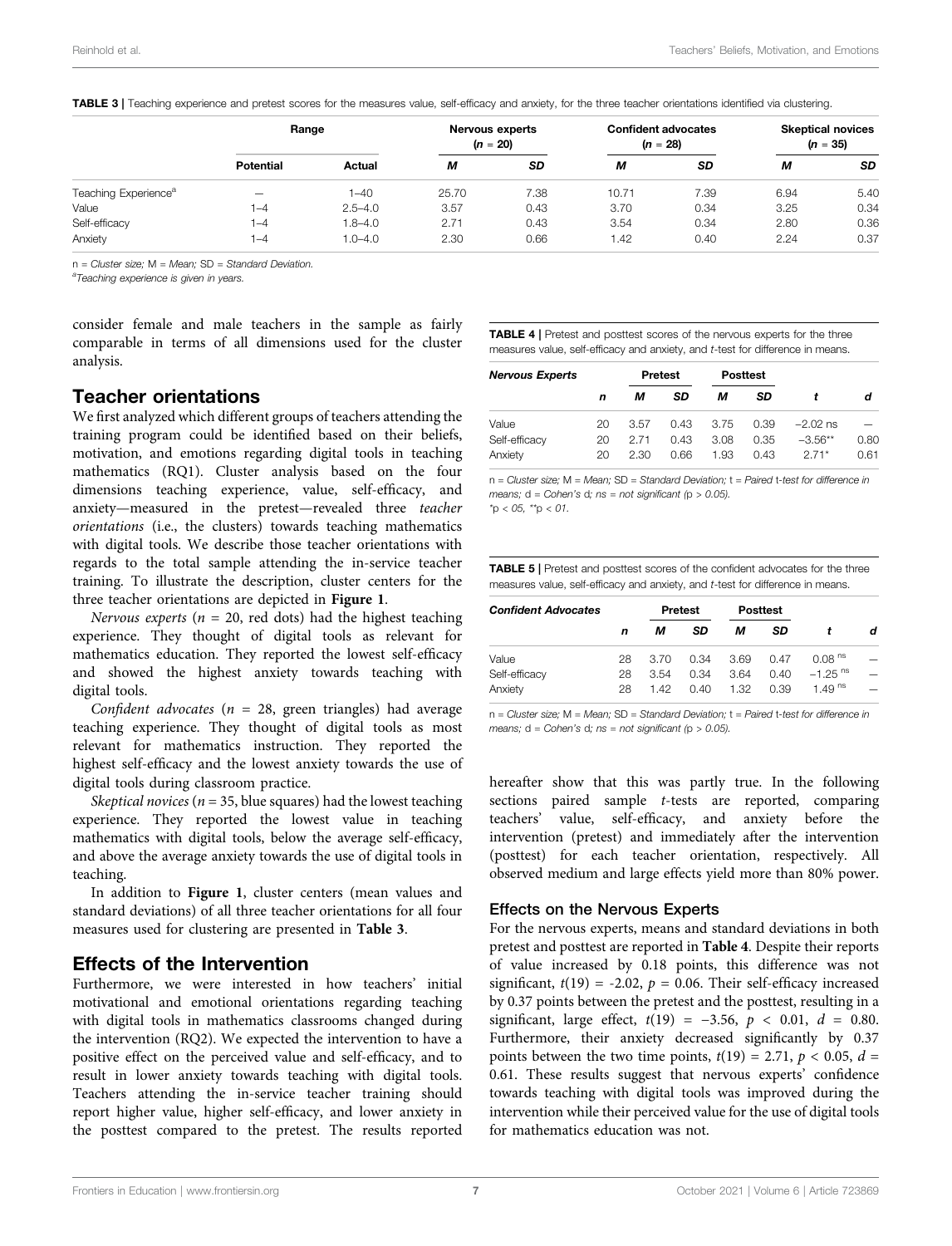**TABLE 3 |** Teaching experience and pretest scores for the measures value, self-efficacy and anxiety, for the three teacher orientations identified via clustering.

| | Range | | Nervous experts ($n$ = 20) | | Confident advocates ($n$ = 28) | | Skeptical novices ($n$ = 35) | |
|---|---|---|---|---|---|---|---|---|
| | Potential | Actual | M | SD | M | SD | M | SD |
| Teaching Experience[a] | — | 1–40 | 25.70 | 7.38 | 10.71 | 7.39 | 6.94 | 5.40 |
| Value | 1–4 | 2.5–4.0 | 3.57 | 0.43 | 3.70 | 0.34 | 3.25 | 0.34 |
| Self-efficacy | 1–4 | 1.8–4.0 | 2.71 | 0.43 | 3.54 | 0.34 | 2.80 | 0.36 |
| Anxiety | 1–4 | 1.0–4.0 | 2.30 | 0.66 | 1.42 | 0.40 | 2.24 | 0.37 |

n = *Cluster size;* M = *Mean;* SD = *Standard Deviation.*
[a]*Teaching experience is given in years.*

consider female and male teachers in the sample as fairly comparable in terms of all dimensions used for the cluster analysis.

## Teacher orientations

We first analyzed which different groups of teachers attending the training program could be identified based on their beliefs, motivation, and emotions regarding digital tools in teaching mathematics (RQ1). Cluster analysis based on the four dimensions teaching experience, value, self-efficacy, and anxiety—measured in the pretest—revealed three *teacher orientations* (i.e., the clusters) towards teaching mathematics with digital tools. We describe those teacher orientations with regards to the total sample attending the in-service teacher training. To illustrate the description, cluster centers for the three teacher orientations are depicted in **Figure 1**.

*Nervous experts* ($n$ = 20, red dots) had the highest teaching experience. They thought of digital tools as relevant for mathematics education. They reported the lowest self-efficacy and showed the highest anxiety towards teaching with digital tools.

*Confident advocates* ($n$ = 28, green triangles) had average teaching experience. They thought of digital tools as most relevant for mathematics instruction. They reported the highest self-efficacy and the lowest anxiety towards the use of digital tools during classroom practice.

*Skeptical novices* ($n$ = 35, blue squares) had the lowest teaching experience. They reported the lowest value in teaching mathematics with digital tools, below the average self-efficacy, and above the average anxiety towards the use of digital tools in teaching.

In addition to **Figure 1**, cluster centers (mean values and standard deviations) of all three teacher orientations for all four measures used for clustering are presented in **Table 3**.

## Effects of the Intervention

Furthermore, we were interested in how teachers' initial motivational and emotional orientations regarding teaching with digital tools in mathematics classrooms changed during the intervention (RQ2). We expected the intervention to have a positive effect on the perceived value and self-efficacy, and to result in lower anxiety towards teaching with digital tools. Teachers attending the in-service teacher training should report higher value, higher self-efficacy, and lower anxiety in the posttest compared to the pretest. The results reported hereafter show that this was partly true. In the following sections paired sample $t$-tests are reported, comparing teachers' value, self-efficacy, and anxiety before the intervention (pretest) and immediately after the intervention (posttest) for each teacher orientation, respectively. All observed medium and large effects yield more than 80% power.

**TABLE 4 |** Pretest and posttest scores of the nervous experts for the three measures value, self-efficacy and anxiety, and $t$-test for difference in means.

| *Nervous Experts* | | Pretest | | Posttest | | | |
|---|---|---|---|---|---|---|---|
| | n | M | SD | M | SD | t | d |
| Value | 20 | 3.57 | 0.43 | 3.75 | 0.39 | −2.02 ns | — |
| Self-efficacy | 20 | 2.71 | 0.43 | 3.08 | 0.35 | −3.56** | 0.80 |
| Anxiety | 20 | 2.30 | 0.66 | 1.93 | 0.43 | 2.71* | 0.61 |

n = *Cluster size;* M = *Mean;* SD = *Standard Deviation;* t = *Paired* t*-test for difference in means;* d = *Cohen's* d*; ns = not significant* (p > 0.05).
*p < 05, **p < 01.

**TABLE 5 |** Pretest and posttest scores of the confident advocates for the three measures value, self-efficacy and anxiety, and $t$-test for difference in means.

| *Confident Advocates* | | Pretest | | Posttest | | | |
|---|---|---|---|---|---|---|---|
| | n | M | SD | M | SD | t | d |
| Value | 28 | 3.70 | 0.34 | 3.69 | 0.47 | 0.08 ns | — |
| Self-efficacy | 28 | 3.54 | 0.34 | 3.64 | 0.40 | −1.25 ns | — |
| Anxiety | 28 | 1.42 | 0.40 | 1.32 | 0.39 | 1.49 ns | — |

n = *Cluster size;* M = *Mean;* SD = *Standard Deviation;* t = *Paired* t*-test for difference in means;* d = *Cohen's* d*; ns = not significant* (p > 0.05).

### Effects on the Nervous Experts

For the nervous experts, means and standard deviations in both pretest and posttest are reported in **Table 4**. Despite their reports of value increased by 0.18 points, this difference was not significant, $t(19) = -2.02$, $p = 0.06$. Their self-efficacy increased by 0.37 points between the pretest and the posttest, resulting in a significant, large effect, $t(19) = -3.56$, $p < 0.01$, $d = 0.80$. Furthermore, their anxiety decreased significantly by 0.37 points between the two time points, $t(19) = 2.71$, $p < 0.05$, $d = 0.61$. These results suggest that nervous experts' confidence towards teaching with digital tools was improved during the intervention while their perceived value for the use of digital tools for mathematics education was not.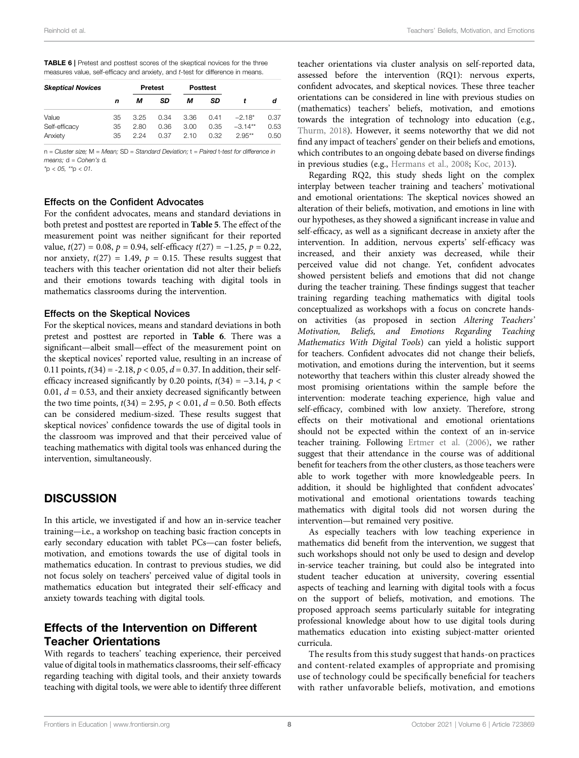**TABLE 6** | Pretest and posttest scores of the skeptical novices for the three measures value, self-efficacy and anxiety, and *t*-test for difference in means.

| *Skeptical Novices* | | Pretest | | Posttest | | | |
|---|---|---|---|---|---|---|---|
| | *n* | *M* | *SD* | *M* | *SD* | *t* | *d* |
| Value | 35 | 3.25 | 0.34 | 3.36 | 0.41 | $-2.18^{*}$ | 0.37 |
| Self-efficacy | 35 | 2.80 | 0.36 | 3.00 | 0.35 | $-3.14^{**}$ | 0.53 |
| Anxiety | 35 | 2.24 | 0.37 | 2.10 | 0.32 | $2.95^{**}$ | 0.50 |

n = *Cluster size;* M = *Mean;* SD = *Standard Deviation;* t = *Paired* t*-test for difference in means;* d = *Cohen's* d.
$^{*}p < .05$, $^{**}p < .01$.

### Effects on the Confident Advocates

For the confident advocates, means and standard deviations in both pretest and posttest are reported in **Table 5**. The effect of the measurement point was neither significant for their reported value, $t(27) = 0.08$, $p = 0.94$, self-efficacy $t(27) = -1.25$, $p = 0.22$, nor anxiety, $t(27) = 1.49$, $p = 0.15$. These results suggest that teachers with this teacher orientation did not alter their beliefs and their emotions towards teaching with digital tools in mathematics classrooms during the intervention.

### Effects on the Skeptical Novices

For the skeptical novices, means and standard deviations in both pretest and posttest are reported in **Table 6**. There was a significant—albeit small—effect of the measurement point on the skeptical novices' reported value, resulting in an increase of 0.11 points, $t(34) = -2.18$, $p < 0.05$, $d = 0.37$. In addition, their self-efficacy increased significantly by 0.20 points, $t(34) = -3.14$, $p < 0.01$, $d = 0.53$, and their anxiety decreased significantly between the two time points, $t(34) = 2.95$, $p < 0.01$, $d = 0.50$. Both effects can be considered medium-sized. These results suggest that skeptical novices' confidence towards the use of digital tools in the classroom was improved and that their perceived value of teaching mathematics with digital tools was enhanced during the intervention, simultaneously.

## DISCUSSION

In this article, we investigated if and how an in-service teacher training—i.e., a workshop on teaching basic fraction concepts in early secondary education with tablet PCs—can foster beliefs, motivation, and emotions towards the use of digital tools in mathematics education. In contrast to previous studies, we did not focus solely on teachers' perceived value of digital tools in mathematics education but integrated their self-efficacy and anxiety towards teaching with digital tools.

## Effects of the Intervention on Different Teacher Orientations

With regards to teachers' teaching experience, their perceived value of digital tools in mathematics classrooms, their self-efficacy regarding teaching with digital tools, and their anxiety towards teaching with digital tools, we were able to identify three different teacher orientations via cluster analysis on self-reported data, assessed before the intervention (RQ1): nervous experts, confident advocates, and skeptical novices. These three teacher orientations can be considered in line with previous studies on (mathematics) teachers' beliefs, motivation, and emotions towards the integration of technology into education (e.g., Thurm, 2018). However, it seems noteworthy that we did not find any impact of teachers' gender on their beliefs and emotions, which contributes to an ongoing debate based on diverse findings in previous studies (e.g., Hermans et al., 2008; Koc, 2013).

Regarding RQ2, this study sheds light on the complex interplay between teacher training and teachers' motivational and emotional orientations: The skeptical novices showed an alteration of their beliefs, motivation, and emotions in line with our hypotheses, as they showed a significant increase in value and self-efficacy, as well as a significant decrease in anxiety after the intervention. In addition, nervous experts' self-efficacy was increased, and their anxiety was decreased, while their perceived value did not change. Yet, confident advocates showed persistent beliefs and emotions that did not change during the teacher training. These findings suggest that teacher training regarding teaching mathematics with digital tools conceptualized as workshops with a focus on concrete hands-on activities (as proposed in section *Altering Teachers' Motivation, Beliefs, and Emotions Regarding Teaching Mathematics With Digital Tools*) can yield a holistic support for teachers. Confident advocates did not change their beliefs, motivation, and emotions during the intervention, but it seems noteworthy that teachers within this cluster already showed the most promising orientations within the sample before the intervention: moderate teaching experience, high value and self-efficacy, combined with low anxiety. Therefore, strong effects on their motivational and emotional orientations should not be expected within the context of an in-service teacher training. Following Ertmer et al. (2006), we rather suggest that their attendance in the course was of additional benefit for teachers from the other clusters, as those teachers were able to work together with more knowledgeable peers. In addition, it should be highlighted that confident advocates' motivational and emotional orientations towards teaching mathematics with digital tools did not worsen during the intervention—but remained very positive.

As especially teachers with low teaching experience in mathematics did benefit from the intervention, we suggest that such workshops should not only be used to design and develop in-service teacher training, but could also be integrated into student teacher education at university, covering essential aspects of teaching and learning with digital tools with a focus on the support of beliefs, motivation, and emotions. The proposed approach seems particularly suitable for integrating professional knowledge about how to use digital tools during mathematics education into existing subject-matter oriented curricula.

The results from this study suggest that hands-on practices and content-related examples of appropriate and promising use of technology could be specifically beneficial for teachers with rather unfavorable beliefs, motivation, and emotions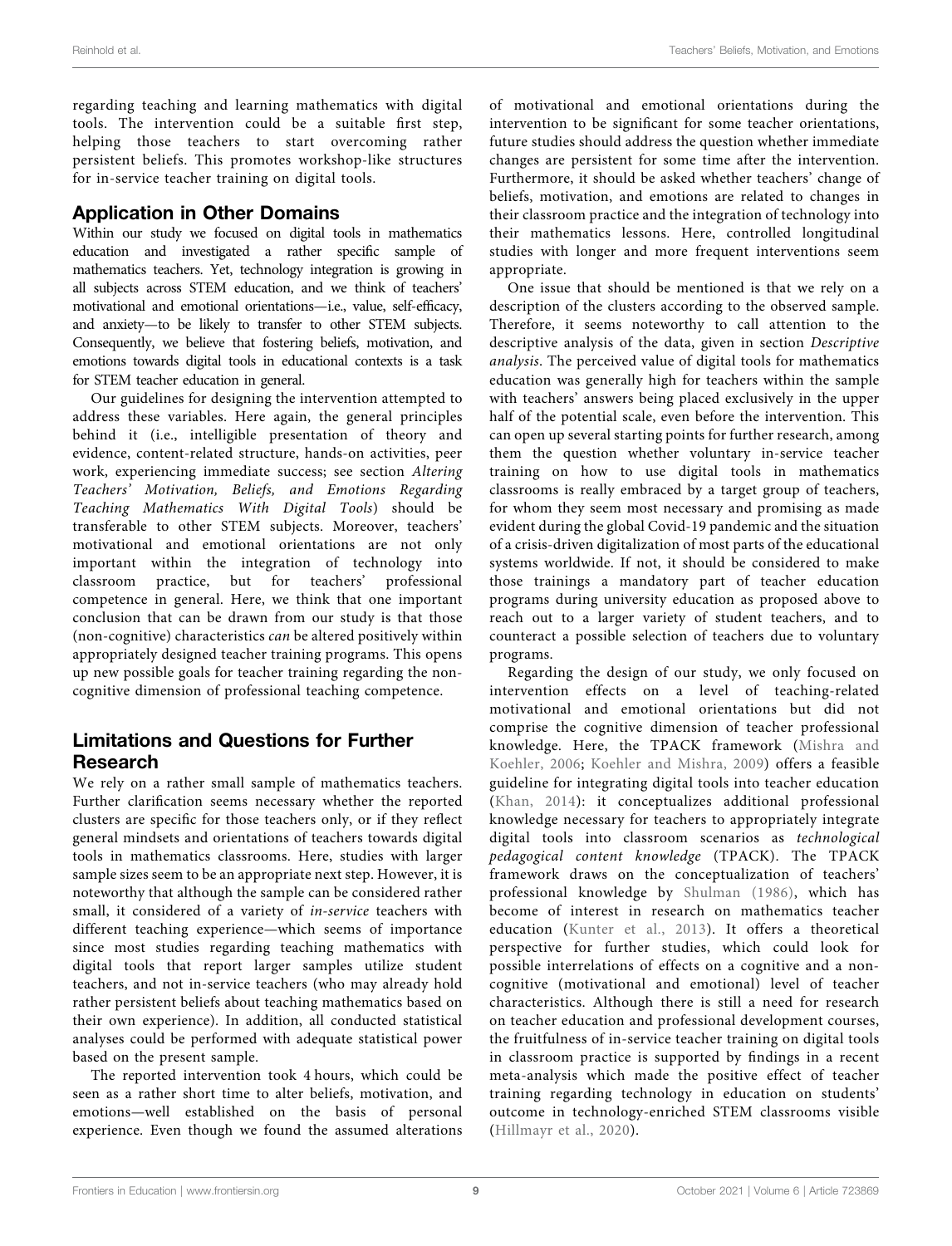regarding teaching and learning mathematics with digital tools. The intervention could be a suitable first step, helping those teachers to start overcoming rather persistent beliefs. This promotes workshop-like structures for in-service teacher training on digital tools.

## Application in Other Domains

Within our study we focused on digital tools in mathematics education and investigated a rather specific sample of mathematics teachers. Yet, technology integration is growing in all subjects across STEM education, and we think of teachers' motivational and emotional orientations—i.e., value, self-efficacy, and anxiety—to be likely to transfer to other STEM subjects. Consequently, we believe that fostering beliefs, motivation, and emotions towards digital tools in educational contexts is a task for STEM teacher education in general.

Our guidelines for designing the intervention attempted to address these variables. Here again, the general principles behind it (i.e., intelligible presentation of theory and evidence, content-related structure, hands-on activities, peer work, experiencing immediate success; see section *Altering Teachers' Motivation, Beliefs, and Emotions Regarding Teaching Mathematics With Digital Tools*) should be transferable to other STEM subjects. Moreover, teachers' motivational and emotional orientations are not only important within the integration of technology into classroom practice, but for teachers' professional competence in general. Here, we think that one important conclusion that can be drawn from our study is that those (non-cognitive) characteristics *can* be altered positively within appropriately designed teacher training programs. This opens up new possible goals for teacher training regarding the non-cognitive dimension of professional teaching competence.

## Limitations and Questions for Further Research

We rely on a rather small sample of mathematics teachers. Further clarification seems necessary whether the reported clusters are specific for those teachers only, or if they reflect general mindsets and orientations of teachers towards digital tools in mathematics classrooms. Here, studies with larger sample sizes seem to be an appropriate next step. However, it is noteworthy that although the sample can be considered rather small, it considered of a variety of *in-service* teachers with different teaching experience—which seems of importance since most studies regarding teaching mathematics with digital tools that report larger samples utilize student teachers, and not in-service teachers (who may already hold rather persistent beliefs about teaching mathematics based on their own experience). In addition, all conducted statistical analyses could be performed with adequate statistical power based on the present sample.

The reported intervention took 4 hours, which could be seen as a rather short time to alter beliefs, motivation, and emotions—well established on the basis of personal experience. Even though we found the assumed alterations of motivational and emotional orientations during the intervention to be significant for some teacher orientations, future studies should address the question whether immediate changes are persistent for some time after the intervention. Furthermore, it should be asked whether teachers' change of beliefs, motivation, and emotions are related to changes in their classroom practice and the integration of technology into their mathematics lessons. Here, controlled longitudinal studies with longer and more frequent interventions seem appropriate.

One issue that should be mentioned is that we rely on a description of the clusters according to the observed sample. Therefore, it seems noteworthy to call attention to the descriptive analysis of the data, given in section *Descriptive analysis*. The perceived value of digital tools for mathematics education was generally high for teachers within the sample with teachers' answers being placed exclusively in the upper half of the potential scale, even before the intervention. This can open up several starting points for further research, among them the question whether voluntary in-service teacher training on how to use digital tools in mathematics classrooms is really embraced by a target group of teachers, for whom they seem most necessary and promising as made evident during the global Covid-19 pandemic and the situation of a crisis-driven digitalization of most parts of the educational systems worldwide. If not, it should be considered to make those trainings a mandatory part of teacher education programs during university education as proposed above to reach out to a larger variety of student teachers, and to counteract a possible selection of teachers due to voluntary programs.

Regarding the design of our study, we only focused on intervention effects on a level of teaching-related motivational and emotional orientations but did not comprise the cognitive dimension of teacher professional knowledge. Here, the TPACK framework (Mishra and Koehler, 2006; Koehler and Mishra, 2009) offers a feasible guideline for integrating digital tools into teacher education (Khan, 2014): it conceptualizes additional professional knowledge necessary for teachers to appropriately integrate digital tools into classroom scenarios as *technological pedagogical content knowledge* (TPACK). The TPACK framework draws on the conceptualization of teachers' professional knowledge by Shulman (1986), which has become of interest in research on mathematics teacher education (Kunter et al., 2013). It offers a theoretical perspective for further studies, which could look for possible interrelations of effects on a cognitive and a non-cognitive (motivational and emotional) level of teacher characteristics. Although there is still a need for research on teacher education and professional development courses, the fruitfulness of in-service teacher training on digital tools in classroom practice is supported by findings in a recent meta-analysis which made the positive effect of teacher training regarding technology in education on students' outcome in technology-enriched STEM classrooms visible (Hillmayr et al., 2020).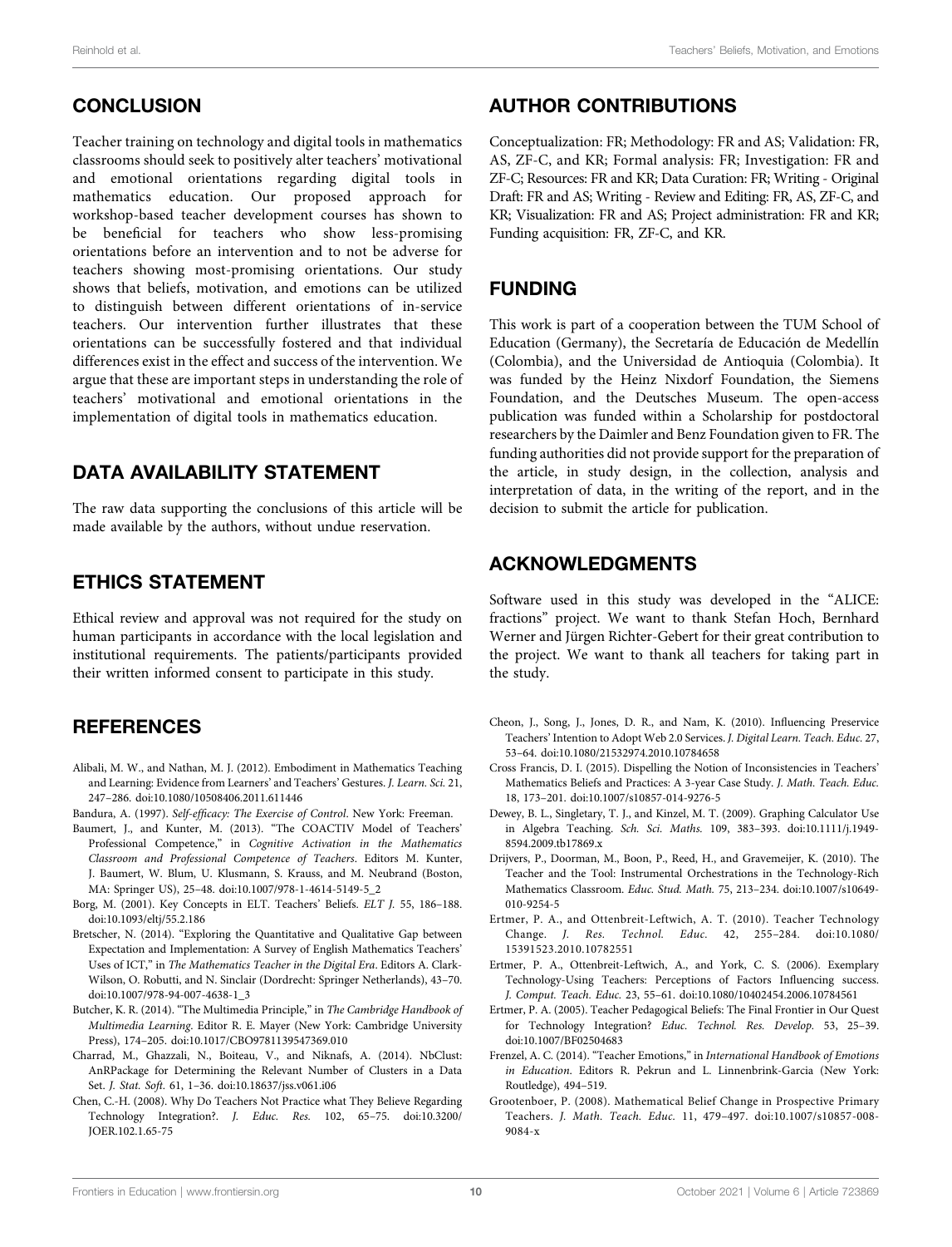## CONCLUSION

Teacher training on technology and digital tools in mathematics classrooms should seek to positively alter teachers' motivational and emotional orientations regarding digital tools in mathematics education. Our proposed approach for workshop-based teacher development courses has shown to be beneficial for teachers who show less-promising orientations before an intervention and to not be adverse for teachers showing most-promising orientations. Our study shows that beliefs, motivation, and emotions can be utilized to distinguish between different orientations of in-service teachers. Our intervention further illustrates that these orientations can be successfully fostered and that individual differences exist in the effect and success of the intervention. We argue that these are important steps in understanding the role of teachers' motivational and emotional orientations in the implementation of digital tools in mathematics education.

## DATA AVAILABILITY STATEMENT

The raw data supporting the conclusions of this article will be made available by the authors, without undue reservation.

## ETHICS STATEMENT

Ethical review and approval was not required for the study on human participants in accordance with the local legislation and institutional requirements. The patients/participants provided their written informed consent to participate in this study.

## AUTHOR CONTRIBUTIONS

Conceptualization: FR; Methodology: FR and AS; Validation: FR, AS, ZF-C, and KR; Formal analysis: FR; Investigation: FR and ZF-C; Resources: FR and KR; Data Curation: FR; Writing - Original Draft: FR and AS; Writing - Review and Editing: FR, AS, ZF-C, and KR; Visualization: FR and AS; Project administration: FR and KR; Funding acquisition: FR, ZF-C, and KR.

## FUNDING

This work is part of a cooperation between the TUM School of Education (Germany), the Secretaría de Educación de Medellín (Colombia), and the Universidad de Antioquia (Colombia). It was funded by the Heinz Nixdorf Foundation, the Siemens Foundation, and the Deutsches Museum. The open-access publication was funded within a Scholarship for postdoctoral researchers by the Daimler and Benz Foundation given to FR. The funding authorities did not provide support for the preparation of the article, in study design, in the collection, analysis and interpretation of data, in the writing of the report, and in the decision to submit the article for publication.

## ACKNOWLEDGMENTS

Software used in this study was developed in the "ALICE: fractions" project. We want to thank Stefan Hoch, Bernhard Werner and Jürgen Richter-Gebert for their great contribution to the project. We want to thank all teachers for taking part in the study.

## REFERENCES

Alibali, M. W., and Nathan, M. J. (2012). Embodiment in Mathematics Teaching and Learning: Evidence from Learners' and Teachers' Gestures. *J. Learn. Sci.* 21, 247–286. doi:10.1080/10508406.2011.611446

Bandura, A. (1997). *Self-efficacy: The Exercise of Control*. New York: Freeman.

Baumert, J., and Kunter, M. (2013). "The COACTIV Model of Teachers' Professional Competence," in *Cognitive Activation in the Mathematics Classroom and Professional Competence of Teachers*. Editors M. Kunter, J. Baumert, W. Blum, U. Klusmann, S. Krauss, and M. Neubrand (Boston, MA: Springer US), 25–48. doi:10.1007/978-1-4614-5149-5_2

Borg, M. (2001). Key Concepts in ELT. Teachers' Beliefs. *ELT J.* 55, 186–188. doi:10.1093/eltj/55.2.186

Bretscher, N. (2014). "Exploring the Quantitative and Qualitative Gap between Expectation and Implementation: A Survey of English Mathematics Teachers' Uses of ICT," in *The Mathematics Teacher in the Digital Era*. Editors A. Clark-Wilson, O. Robutti, and N. Sinclair (Dordrecht: Springer Netherlands), 43–70. doi:10.1007/978-94-007-4638-1_3

Butcher, K. R. (2014). "The Multimedia Principle," in *The Cambridge Handbook of Multimedia Learning*. Editor R. E. Mayer (New York: Cambridge University Press), 174–205. doi:10.1017/CBO9781139547369.010

Charrad, M., Ghazzali, N., Boiteau, V., and Niknafs, A. (2014). NbClust: AnRPackage for Determining the Relevant Number of Clusters in a Data Set. *J. Stat. Soft.* 61, 1–36. doi:10.18637/jss.v061.i06

Chen, C.-H. (2008). Why Do Teachers Not Practice what They Believe Regarding Technology Integration?. *J. Educ. Res.* 102, 65–75. doi:10.3200/JOER.102.1.65-75

Cheon, J., Song, J., Jones, D. R., and Nam, K. (2010). Influencing Preservice Teachers' Intention to Adopt Web 2.0 Services. *J. Digital Learn. Teach. Educ.* 27, 53–64. doi:10.1080/21532974.2010.10784658

Cross Francis, D. I. (2015). Dispelling the Notion of Inconsistencies in Teachers' Mathematics Beliefs and Practices: A 3-year Case Study. *J. Math. Teach. Educ.* 18, 173–201. doi:10.1007/s10857-014-9276-5

Dewey, B. L., Singletary, T. J., and Kinzel, M. T. (2009). Graphing Calculator Use in Algebra Teaching. *Sch. Sci. Maths.* 109, 383–393. doi:10.1111/j.1949-8594.2009.tb17869.x

Drijvers, P., Doorman, M., Boon, P., Reed, H., and Gravemeijer, K. (2010). The Teacher and the Tool: Instrumental Orchestrations in the Technology-Rich Mathematics Classroom. *Educ. Stud. Math.* 75, 213–234. doi:10.1007/s10649-010-9254-5

Ertmer, P. A., and Ottenbreit-Leftwich, A. T. (2010). Teacher Technology Change. *J. Res. Technol. Educ.* 42, 255–284. doi:10.1080/15391523.2010.10782551

Ertmer, P. A., Ottenbreit-Leftwich, A., and York, C. S. (2006). Exemplary Technology-Using Teachers: Perceptions of Factors Influencing success. *J. Comput. Teach. Educ.* 23, 55–61. doi:10.1080/10402454.2006.10784561

Ertmer, P. A. (2005). Teacher Pedagogical Beliefs: The Final Frontier in Our Quest for Technology Integration? *Educ. Technol. Res. Develop.* 53, 25–39. doi:10.1007/BF02504683

Frenzel, A. C. (2014). "Teacher Emotions," in *International Handbook of Emotions in Education*. Editors R. Pekrun and L. Linnenbrink-Garcia (New York: Routledge), 494–519.

Grootenboer, P. (2008). Mathematical Belief Change in Prospective Primary Teachers. *J. Math. Teach. Educ.* 11, 479–497. doi:10.1007/s10857-008-9084-x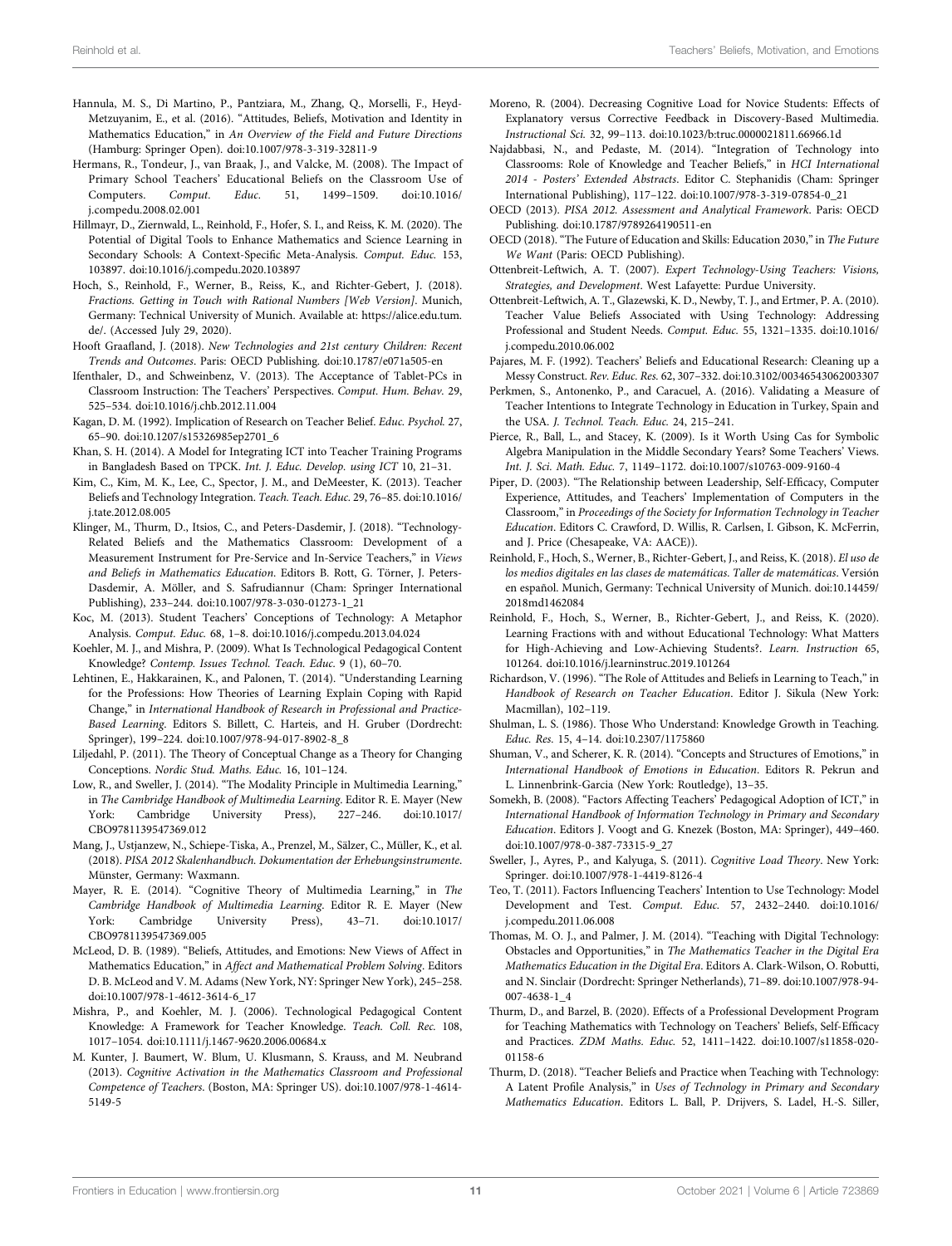Hannula, M. S., Di Martino, P., Pantziara, M., Zhang, Q., Morselli, F., Heyd-Metzuyanim, E., et al. (2016). "Attitudes, Beliefs, Motivation and Identity in Mathematics Education," in *An Overview of the Field and Future Directions* (Hamburg: Springer Open). doi:10.1007/978-3-319-32811-9

Hermans, R., Tondeur, J., van Braak, J., and Valcke, M. (2008). The Impact of Primary School Teachers' Educational Beliefs on the Classroom Use of Computers. *Comput. Educ.* 51, 1499–1509. doi:10.1016/j.compedu.2008.02.001

Hillmayr, D., Ziernwald, L., Reinhold, F., Hofer, S. I., and Reiss, K. M. (2020). The Potential of Digital Tools to Enhance Mathematics and Science Learning in Secondary Schools: A Context-Specific Meta-Analysis. *Comput. Educ.* 153, 103897. doi:10.1016/j.compedu.2020.103897

Hoch, S., Reinhold, F., Werner, B., Reiss, K., and Richter-Gebert, J. (2018). *Fractions. Getting in Touch with Rational Numbers [Web Version]*. Munich, Germany: Technical University of Munich. Available at: https://alice.edu.tum.de/. (Accessed July 29, 2020).

Hooft Graafland, J. (2018). *New Technologies and 21st century Children: Recent Trends and Outcomes*. Paris: OECD Publishing. doi:10.1787/e071a505-en

Ifenthaler, D., and Schweinbenz, V. (2013). The Acceptance of Tablet-PCs in Classroom Instruction: The Teachers' Perspectives. *Comput. Hum. Behav.* 29, 525–534. doi:10.1016/j.chb.2012.11.004

Kagan, D. M. (1992). Implication of Research on Teacher Belief. *Educ. Psychol.* 27, 65–90. doi:10.1207/s15326985ep2701_6

Khan, S. H. (2014). A Model for Integrating ICT into Teacher Training Programs in Bangladesh Based on TPCK. *Int. J. Educ. Develop. using ICT* 10, 21–31.

Kim, C., Kim, M. K., Lee, C., Spector, J. M., and DeMeester, K. (2013). Teacher Beliefs and Technology Integration. *Teach. Teach. Educ.* 29, 76–85. doi:10.1016/j.tate.2012.08.005

Klinger, M., Thurm, D., Itsios, C., and Peters-Dasdemir, J. (2018). "Technology-Related Beliefs and the Mathematics Classroom: Development of a Measurement Instrument for Pre-Service and In-Service Teachers," in *Views and Beliefs in Mathematics Education*. Editors B. Rott, G. Törner, J. Peters-Dasdemir, A. Möller, and S. Safrudiannur (Cham: Springer International Publishing), 233–244. doi:10.1007/978-3-030-01273-1_21

Koc, M. (2013). Student Teachers' Conceptions of Technology: A Metaphor Analysis. *Comput. Educ.* 68, 1–8. doi:10.1016/j.compedu.2013.04.024

Koehler, M. J., and Mishra, P. (2009). What Is Technological Pedagogical Content Knowledge? *Contemp. Issues Technol. Teach. Educ.* 9 (1), 60–70.

Lehtinen, E., Hakkarainen, K., and Palonen, T. (2014). "Understanding Learning for the Professions: How Theories of Learning Explain Coping with Rapid Change," in *International Handbook of Research in Professional and Practice-Based Learning*. Editors S. Billett, C. Harteis, and H. Gruber (Dordrecht: Springer), 199–224. doi:10.1007/978-94-017-8902-8_8

Liljedahl, P. (2011). The Theory of Conceptual Change as a Theory for Changing Conceptions. *Nordic Stud. Maths. Educ.* 16, 101–124.

Low, R., and Sweller, J. (2014). "The Modality Principle in Multimedia Learning," in *The Cambridge Handbook of Multimedia Learning*. Editor R. E. Mayer (New York: Cambridge University Press), 227–246. doi:10.1017/CBO9781139547369.012

Mang, J., Ustjanzew, N., Schiepe-Tiska, A., Prenzel, M., Sälzer, C., Müller, K., et al. (2018). *PISA 2012 Skalenhandbuch. Dokumentation der Erhebungsinstrumente*. Münster, Germany: Waxmann.

Mayer, R. E. (2014). "Cognitive Theory of Multimedia Learning," in *The Cambridge Handbook of Multimedia Learning*. Editor R. E. Mayer (New York: Cambridge University Press), 43–71. doi:10.1017/CBO9781139547369.005

McLeod, D. B. (1989). "Beliefs, Attitudes, and Emotions: New Views of Affect in Mathematics Education," in *Affect and Mathematical Problem Solving*. Editors D. B. McLeod and V. M. Adams (New York, NY: Springer New York), 245–258. doi:10.1007/978-1-4612-3614-6_17

Mishra, P., and Koehler, M. J. (2006). Technological Pedagogical Content Knowledge: A Framework for Teacher Knowledge. *Teach. Coll. Rec.* 108, 1017–1054. doi:10.1111/j.1467-9620.2006.00684.x

M. Kunter, J. Baumert, W. Blum, U. Klusmann, S. Krauss, and M. Neubrand (2013). *Cognitive Activation in the Mathematics Classroom and Professional Competence of Teachers*. (Boston, MA: Springer US). doi:10.1007/978-1-4614-5149-5

Moreno, R. (2004). Decreasing Cognitive Load for Novice Students: Effects of Explanatory versus Corrective Feedback in Discovery-Based Multimedia. *Instructional Sci.* 32, 99–113. doi:10.1023/b:truc.0000021811.66966.1d

Najdabbasi, N., and Pedaste, M. (2014). "Integration of Technology into Classrooms: Role of Knowledge and Teacher Beliefs," in *HCI International 2014 - Posters' Extended Abstracts*. Editor C. Stephanidis (Cham: Springer International Publishing), 117–122. doi:10.1007/978-3-319-07854-0_21

OECD (2013). *PISA 2012. Assessment and Analytical Framework*. Paris: OECD Publishing. doi:10.1787/9789264190511-en

OECD (2018). "The Future of Education and Skills: Education 2030," in *The Future We Want* (Paris: OECD Publishing).

Ottenbreit-Leftwich, A. T. (2007). *Expert Technology-Using Teachers: Visions, Strategies, and Development*. West Lafayette: Purdue University.

Ottenbreit-Leftwich, A. T., Glazewski, K. D., Newby, T. J., and Ertmer, P. A. (2010). Teacher Value Beliefs Associated with Using Technology: Addressing Professional and Student Needs. *Comput. Educ.* 55, 1321–1335. doi:10.1016/j.compedu.2010.06.002

Pajares, M. F. (1992). Teachers' Beliefs and Educational Research: Cleaning up a Messy Construct. *Rev. Educ. Res.* 62, 307–332. doi:10.3102/00346543062003307

Perkmen, S., Antonenko, P., and Caracuel, A. (2016). Validating a Measure of Teacher Intentions to Integrate Technology in Education in Turkey, Spain and the USA. *J. Technol. Teach. Educ.* 24, 215–241.

Pierce, R., Ball, L., and Stacey, K. (2009). Is it Worth Using Cas for Symbolic Algebra Manipulation in the Middle Secondary Years? Some Teachers' Views. *Int. J. Sci. Math. Educ.* 7, 1149–1172. doi:10.1007/s10763-009-9160-4

Piper, D. (2003). "The Relationship between Leadership, Self-Efficacy, Computer Experience, Attitudes, and Teachers' Implementation of Computers in the Classroom," in *Proceedings of the Society for Information Technology in Teacher Education*. Editors C. Crawford, D. Willis, R. Carlsen, I. Gibson, K. McFerrin, and J. Price (Chesapeake, VA: AACE)).

Reinhold, F., Hoch, S., Werner, B., Richter-Gebert, J., and Reiss, K. (2018). *El uso de los medios digitales en las clases de matemáticas. Taller de matemáticas*. Versión en español. Munich, Germany: Technical University of Munich. doi:10.14459/2018md1462084

Reinhold, F., Hoch, S., Werner, B., Richter-Gebert, J., and Reiss, K. (2020). Learning Fractions with and without Educational Technology: What Matters for High-Achieving and Low-Achieving Students?. *Learn. Instruction* 65, 101264. doi:10.1016/j.learninstruc.2019.101264

Richardson, V. (1996). "The Role of Attitudes and Beliefs in Learning to Teach," in *Handbook of Research on Teacher Education*. Editor J. Sikula (New York: Macmillan), 102–119.

Shulman, L. S. (1986). Those Who Understand: Knowledge Growth in Teaching. *Educ. Res.* 15, 4–14. doi:10.2307/1175860

Shuman, V., and Scherer, K. R. (2014). "Concepts and Structures of Emotions," in *International Handbook of Emotions in Education*. Editors R. Pekrun and L. Linnenbrink-Garcia (New York: Routledge), 13–35.

Somekh, B. (2008). "Factors Affecting Teachers' Pedagogical Adoption of ICT," in *International Handbook of Information Technology in Primary and Secondary Education*. Editors J. Voogt and G. Knezek (Boston, MA: Springer), 449–460. doi:10.1007/978-0-387-73315-9_27

Sweller, J., Ayres, P., and Kalyuga, S. (2011). *Cognitive Load Theory*. New York: Springer. doi:10.1007/978-1-4419-8126-4

Teo, T. (2011). Factors Influencing Teachers' Intention to Use Technology: Model Development and Test. *Comput. Educ.* 57, 2432–2440. doi:10.1016/j.compedu.2011.06.008

Thomas, M. O. J., and Palmer, J. M. (2014). "Teaching with Digital Technology: Obstacles and Opportunities," in *The Mathematics Teacher in the Digital Era Mathematics Education in the Digital Era*. Editors A. Clark-Wilson, O. Robutti, and N. Sinclair (Dordrecht: Springer Netherlands), 71–89. doi:10.1007/978-94-007-4638-1_4

Thurm, D., and Barzel, B. (2020). Effects of a Professional Development Program for Teaching Mathematics with Technology on Teachers' Beliefs, Self-Efficacy and Practices. *ZDM Maths. Educ.* 52, 1411–1422. doi:10.1007/s11858-020-01158-6

Thurm, D. (2018). "Teacher Beliefs and Practice when Teaching with Technology: A Latent Profile Analysis," in *Uses of Technology in Primary and Secondary Mathematics Education*. Editors L. Ball, P. Drijvers, S. Ladel, H.-S. Siller,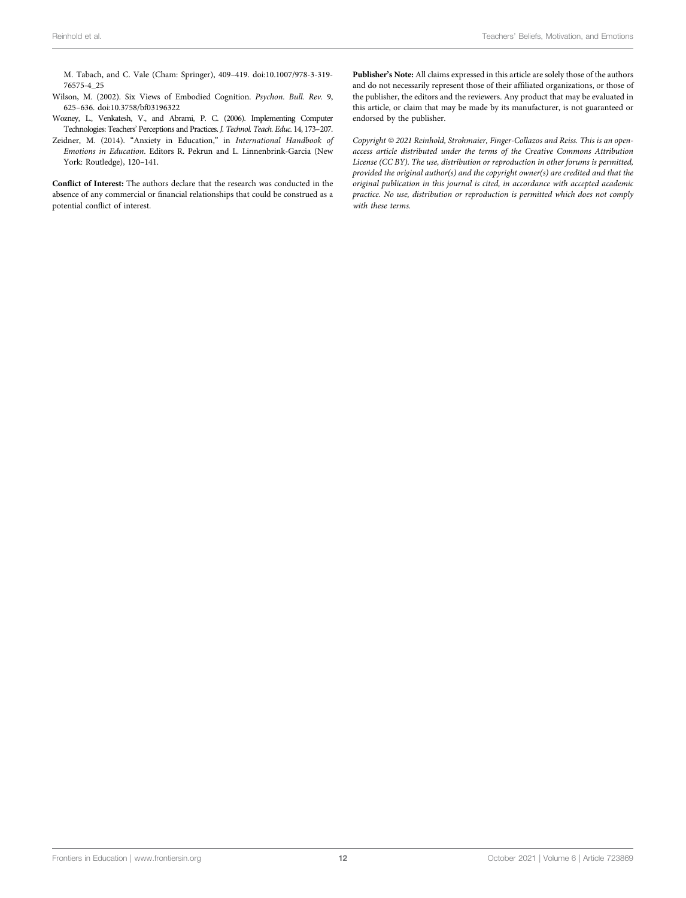M. Tabach, and C. Vale (Cham: Springer), 409–419. doi:10.1007/978-3-319-76575-4_25

Wilson, M. (2002). Six Views of Embodied Cognition. *Psychon. Bull. Rev.* 9, 625–636. doi:10.3758/bf03196322

Wozney, L., Venkatesh, V., and Abrami, P. C. (2006). Implementing Computer Technologies: Teachers' Perceptions and Practices. *J. Technol. Teach. Educ.* 14, 173–207.

Zeidner, M. (2014). "Anxiety in Education," in *International Handbook of Emotions in Education*. Editors R. Pekrun and L. Linnenbrink-Garcia (New York: Routledge), 120–141.

**Conflict of Interest:** The authors declare that the research was conducted in the absence of any commercial or financial relationships that could be construed as a potential conflict of interest.

**Publisher's Note:** All claims expressed in this article are solely those of the authors and do not necessarily represent those of their affiliated organizations, or those of the publisher, the editors and the reviewers. Any product that may be evaluated in this article, or claim that may be made by its manufacturer, is not guaranteed or endorsed by the publisher.

*Copyright © 2021 Reinhold, Strohmaier, Finger-Collazos and Reiss. This is an open-access article distributed under the terms of the Creative Commons Attribution License (CC BY). The use, distribution or reproduction in other forums is permitted, provided the original author(s) and the copyright owner(s) are credited and that the original publication in this journal is cited, in accordance with accepted academic practice. No use, distribution or reproduction is permitted which does not comply with these terms.*